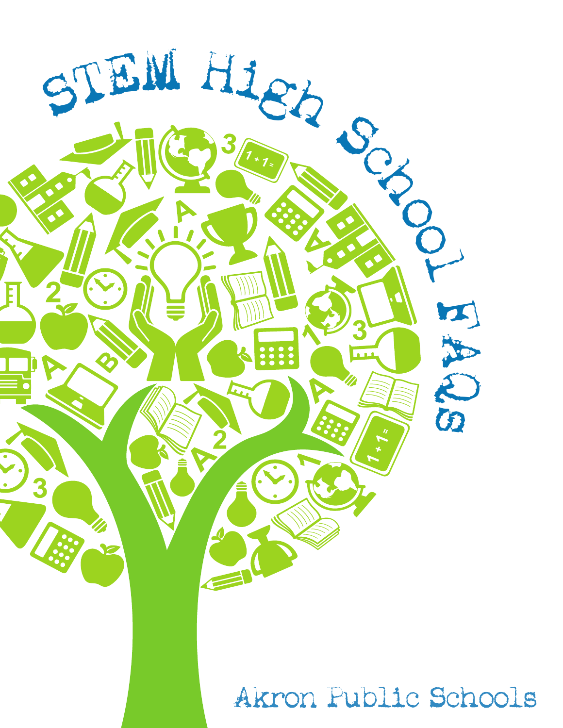# STEM High School FAQs

Akron Public Schools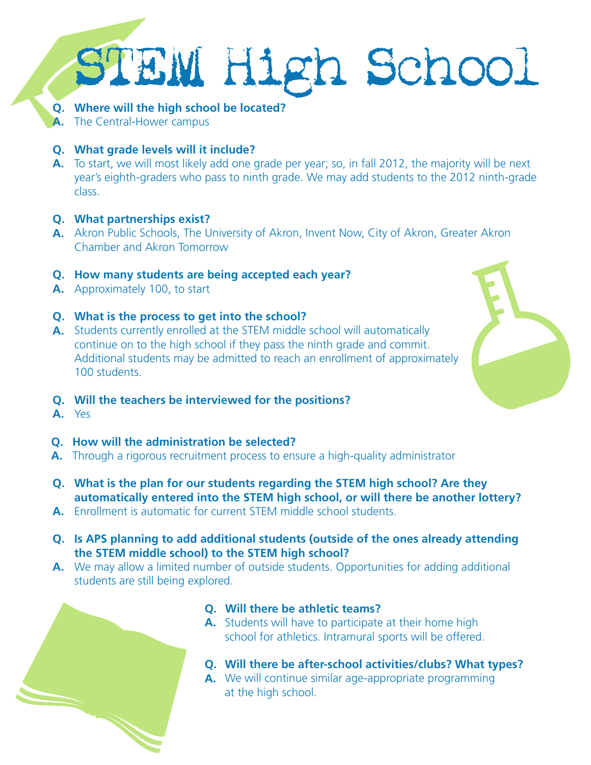# STEM High School

**Q. Where will the high school be located?**
**A.** The Central-Hower campus

**Q. What grade levels will it include?**
**A.** To start, we will most likely add one grade per year; so, in fall 2012, the majority will be next year's eighth-graders who pass to ninth grade. We may add students to the 2012 ninth-grade class.

**Q. What partnerships exist?**
**A.** Akron Public Schools, The University of Akron, Invent Now, City of Akron, Greater Akron Chamber and Akron Tomorrow

**Q. How many students are being accepted each year?**
**A.** Approximately 100, to start

**Q. What is the process to get into the school?**
**A.** Students currently enrolled at the STEM middle school will automatically continue on to the high school if they pass the ninth grade and commit. Additional students may be admitted to reach an enrollment of approximately 100 students.

**Q. Will the teachers be interviewed for the positions?**
**A.** Yes

**Q. How will the administration be selected?**
**A.** Through a rigorous recruitment process to ensure a high-quality administrator

**Q. What is the plan for our students regarding the STEM high school? Are they automatically entered into the STEM high school, or will there be another lottery?**
**A.** Enrollment is automatic for current STEM middle school students.

**Q. Is APS planning to add additional students (outside of the ones already attending the STEM middle school) to the STEM high school?**
**A.** We may allow a limited number of outside students. Opportunities for adding additional students are still being explored.

**Q. Will there be athletic teams?**
**A.** Students will have to participate at their home high school for athletics. Intramural sports will be offered.

**Q. Will there be after-school activities/clubs? What types?**
**A.** We will continue similar age-appropriate programming at the high school.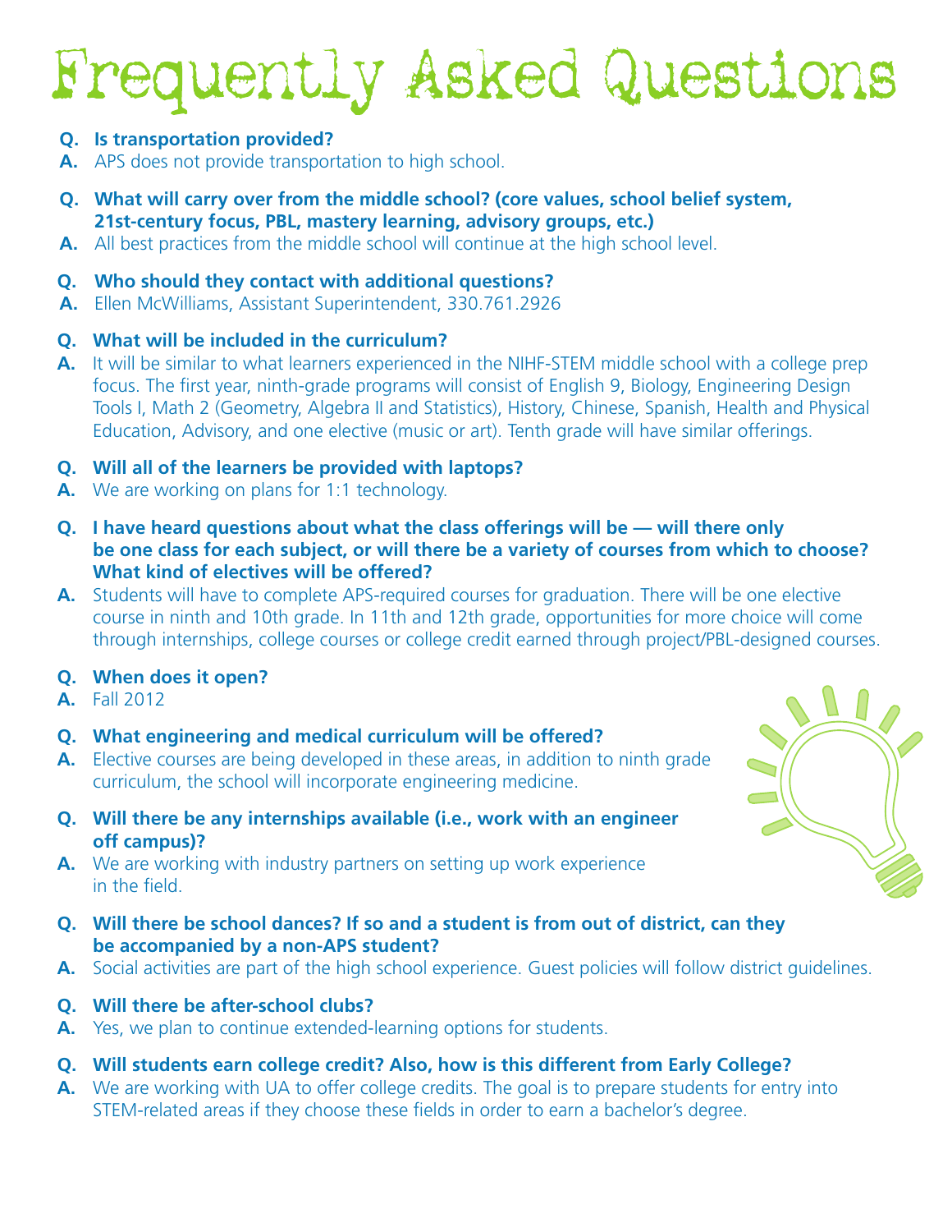# Frequently Asked Questions

**Q. Is transportation provided?**

**A.** APS does not provide transportation to high school.

**Q. What will carry over from the middle school? (core values, school belief system, 21st-century focus, PBL, mastery learning, advisory groups, etc.)**

**A.** All best practices from the middle school will continue at the high school level.

**Q. Who should they contact with additional questions?**

**A.** Ellen McWilliams, Assistant Superintendent, 330.761.2926

**Q. What will be included in the curriculum?**

**A.** It will be similar to what learners experienced in the NIHF-STEM middle school with a college prep focus. The first year, ninth-grade programs will consist of English 9, Biology, Engineering Design Tools I, Math 2 (Geometry, Algebra II and Statistics), History, Chinese, Spanish, Health and Physical Education, Advisory, and one elective (music or art). Tenth grade will have similar offerings.

**Q. Will all of the learners be provided with laptops?**

**A.** We are working on plans for 1:1 technology.

**Q. I have heard questions about what the class offerings will be — will there only be one class for each subject, or will there be a variety of courses from which to choose? What kind of electives will be offered?**

**A.** Students will have to complete APS-required courses for graduation. There will be one elective course in ninth and 10th grade. In 11th and 12th grade, opportunities for more choice will come through internships, college courses or college credit earned through project/PBL-designed courses.

**Q. When does it open?**

**A.** Fall 2012

**Q. What engineering and medical curriculum will be offered?**

**A.** Elective courses are being developed in these areas, in addition to ninth grade curriculum, the school will incorporate engineering medicine.

**Q. Will there be any internships available (i.e., work with an engineer off campus)?**

**A.** We are working with industry partners on setting up work experience in the field.

**Q. Will there be school dances? If so and a student is from out of district, can they be accompanied by a non-APS student?**

**A.** Social activities are part of the high school experience. Guest policies will follow district guidelines.

**Q. Will there be after-school clubs?**

**A.** Yes, we plan to continue extended-learning options for students.

**Q. Will students earn college credit? Also, how is this different from Early College?**

**A.** We are working with UA to offer college credits. The goal is to prepare students for entry into STEM-related areas if they choose these fields in order to earn a bachelor's degree.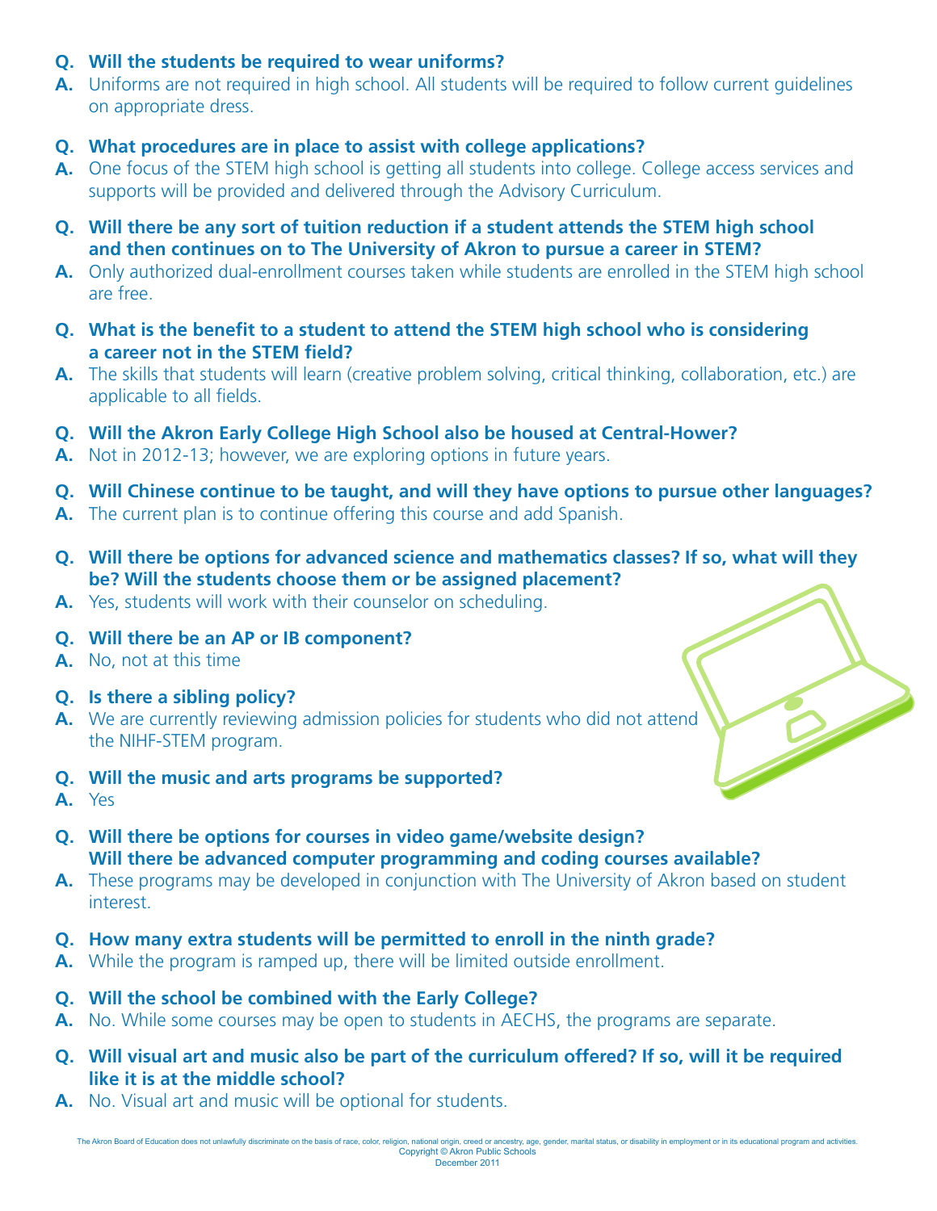**Q. Will the students be required to wear uniforms?**

**A.** Uniforms are not required in high school. All students will be required to follow current guidelines on appropriate dress.

**Q. What procedures are in place to assist with college applications?**

**A.** One focus of the STEM high school is getting all students into college. College access services and supports will be provided and delivered through the Advisory Curriculum.

**Q. Will there be any sort of tuition reduction if a student attends the STEM high school and then continues on to The University of Akron to pursue a career in STEM?**

**A.** Only authorized dual-enrollment courses taken while students are enrolled in the STEM high school are free.

**Q. What is the benefit to a student to attend the STEM high school who is considering a career not in the STEM field?**

**A.** The skills that students will learn (creative problem solving, critical thinking, collaboration, etc.) are applicable to all fields.

**Q. Will the Akron Early College High School also be housed at Central-Hower?**

**A.** Not in 2012-13; however, we are exploring options in future years.

**Q. Will Chinese continue to be taught, and will they have options to pursue other languages?**

**A.** The current plan is to continue offering this course and add Spanish.

**Q. Will there be options for advanced science and mathematics classes? If so, what will they be? Will the students choose them or be assigned placement?**

**A.** Yes, students will work with their counselor on scheduling.

**Q. Will there be an AP or IB component?**

**A.** No, not at this time

**Q. Is there a sibling policy?**

**A.** We are currently reviewing admission policies for students who did not attend the NIHF-STEM program.

**Q. Will the music and arts programs be supported?**

**A.** Yes

**Q. Will there be options for courses in video game/website design? Will there be advanced computer programming and coding courses available?**

**A.** These programs may be developed in conjunction with The University of Akron based on student interest.

**Q. How many extra students will be permitted to enroll in the ninth grade?**

**A.** While the program is ramped up, there will be limited outside enrollment.

**Q. Will the school be combined with the Early College?**

**A.** No. While some courses may be open to students in AECHS, the programs are separate.

**Q. Will visual art and music also be part of the curriculum offered? If so, will it be required like it is at the middle school?**

**A.** No. Visual art and music will be optional for students.

The Akron Board of Education does not unlawfully discriminate on the basis of race, color, religion, national origin, creed or ancestry, age, gender, marital status, or disability in employment or in its educational program and activities.
Copyright © Akron Public Schools
December 2011